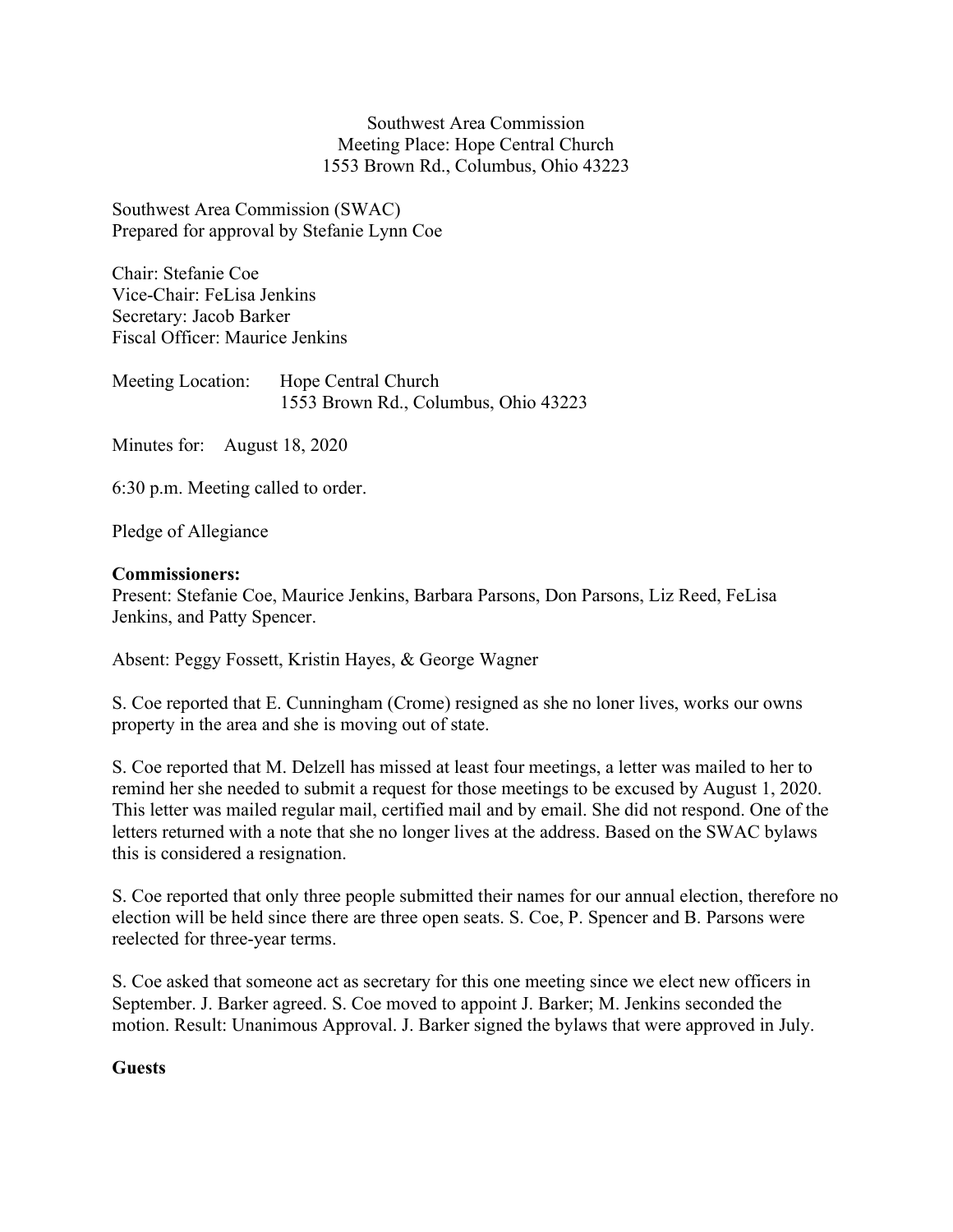Southwest Area Commission
Meeting Place: Hope Central Church
1553 Brown Rd., Columbus, Ohio 43223

Southwest Area Commission (SWAC)
Prepared for approval by Stefanie Lynn Coe

Chair: Stefanie Coe
Vice-Chair: FeLisa Jenkins
Secretary: Jacob Barker
Fiscal Officer: Maurice Jenkins

Meeting Location: Hope Central Church
1553 Brown Rd., Columbus, Ohio 43223

Minutes for: August 18, 2020

6:30 p.m. Meeting called to order.

Pledge of Allegiance

**Commissioners:**
Present: Stefanie Coe, Maurice Jenkins, Barbara Parsons, Don Parsons, Liz Reed, FeLisa Jenkins, and Patty Spencer.

Absent: Peggy Fossett, Kristin Hayes, & George Wagner

S. Coe reported that E. Cunningham (Crome) resigned as she no loner lives, works our owns property in the area and she is moving out of state.

S. Coe reported that M. Delzell has missed at least four meetings, a letter was mailed to her to remind her she needed to submit a request for those meetings to be excused by August 1, 2020. This letter was mailed regular mail, certified mail and by email. She did not respond. One of the letters returned with a note that she no longer lives at the address. Based on the SWAC bylaws this is considered a resignation.

S. Coe reported that only three people submitted their names for our annual election, therefore no election will be held since there are three open seats. S. Coe, P. Spencer and B. Parsons were reelected for three-year terms.

S. Coe asked that someone act as secretary for this one meeting since we elect new officers in September. J. Barker agreed. S. Coe moved to appoint J. Barker; M. Jenkins seconded the motion. Result: Unanimous Approval. J. Barker signed the bylaws that were approved in July.

**Guests**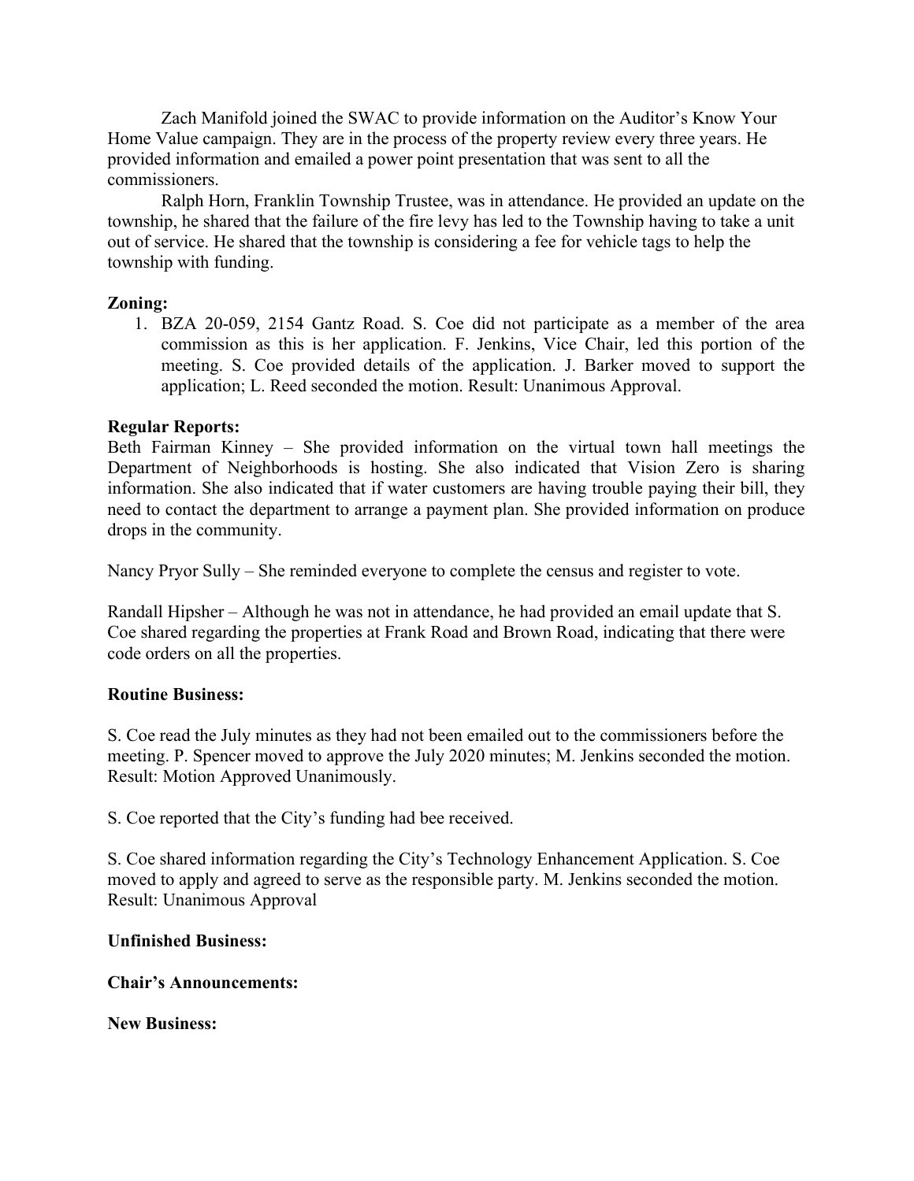Zach Manifold joined the SWAC to provide information on the Auditor's Know Your Home Value campaign. They are in the process of the property review every three years. He provided information and emailed a power point presentation that was sent to all the commissioners.

Ralph Horn, Franklin Township Trustee, was in attendance. He provided an update on the township, he shared that the failure of the fire levy has led to the Township having to take a unit out of service. He shared that the township is considering a fee for vehicle tags to help the township with funding.

**Zoning:**

1. BZA 20-059, 2154 Gantz Road. S. Coe did not participate as a member of the area commission as this is her application. F. Jenkins, Vice Chair, led this portion of the meeting. S. Coe provided details of the application. J. Barker moved to support the application; L. Reed seconded the motion. Result: Unanimous Approval.

**Regular Reports:**

Beth Fairman Kinney – She provided information on the virtual town hall meetings the Department of Neighborhoods is hosting. She also indicated that Vision Zero is sharing information. She also indicated that if water customers are having trouble paying their bill, they need to contact the department to arrange a payment plan. She provided information on produce drops in the community.

Nancy Pryor Sully – She reminded everyone to complete the census and register to vote.

Randall Hipsher – Although he was not in attendance, he had provided an email update that S. Coe shared regarding the properties at Frank Road and Brown Road, indicating that there were code orders on all the properties.

**Routine Business:**

S. Coe read the July minutes as they had not been emailed out to the commissioners before the meeting. P. Spencer moved to approve the July 2020 minutes; M. Jenkins seconded the motion. Result: Motion Approved Unanimously.

S. Coe reported that the City's funding had bee received.

S. Coe shared information regarding the City's Technology Enhancement Application. S. Coe moved to apply and agreed to serve as the responsible party. M. Jenkins seconded the motion. Result: Unanimous Approval

**Unfinished Business:**

**Chair's Announcements:**

**New Business:**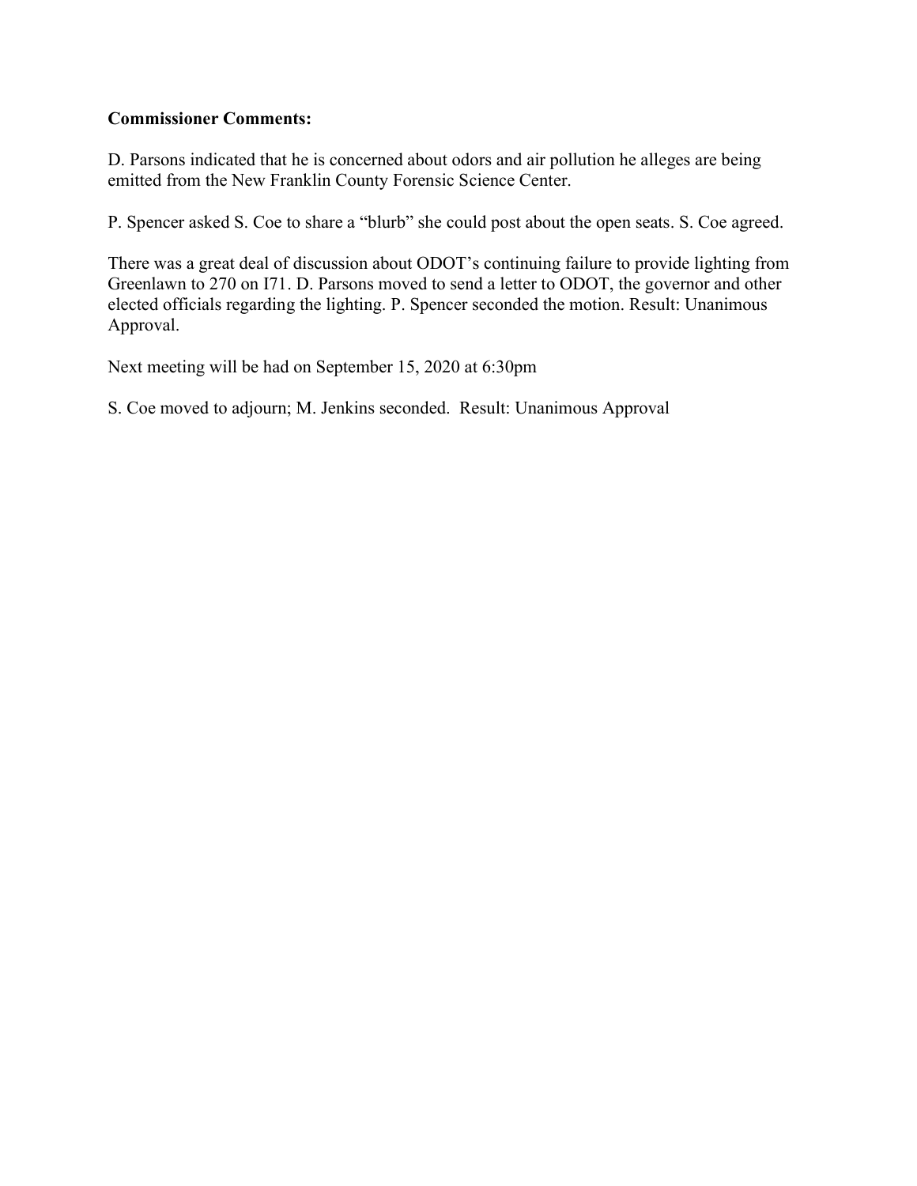**Commissioner Comments:**

D. Parsons indicated that he is concerned about odors and air pollution he alleges are being emitted from the New Franklin County Forensic Science Center.

P. Spencer asked S. Coe to share a "blurb" she could post about the open seats. S. Coe agreed.

There was a great deal of discussion about ODOT's continuing failure to provide lighting from Greenlawn to 270 on I71. D. Parsons moved to send a letter to ODOT, the governor and other elected officials regarding the lighting. P. Spencer seconded the motion. Result: Unanimous Approval.

Next meeting will be had on September 15, 2020 at 6:30pm

S. Coe moved to adjourn; M. Jenkins seconded. Result: Unanimous Approval